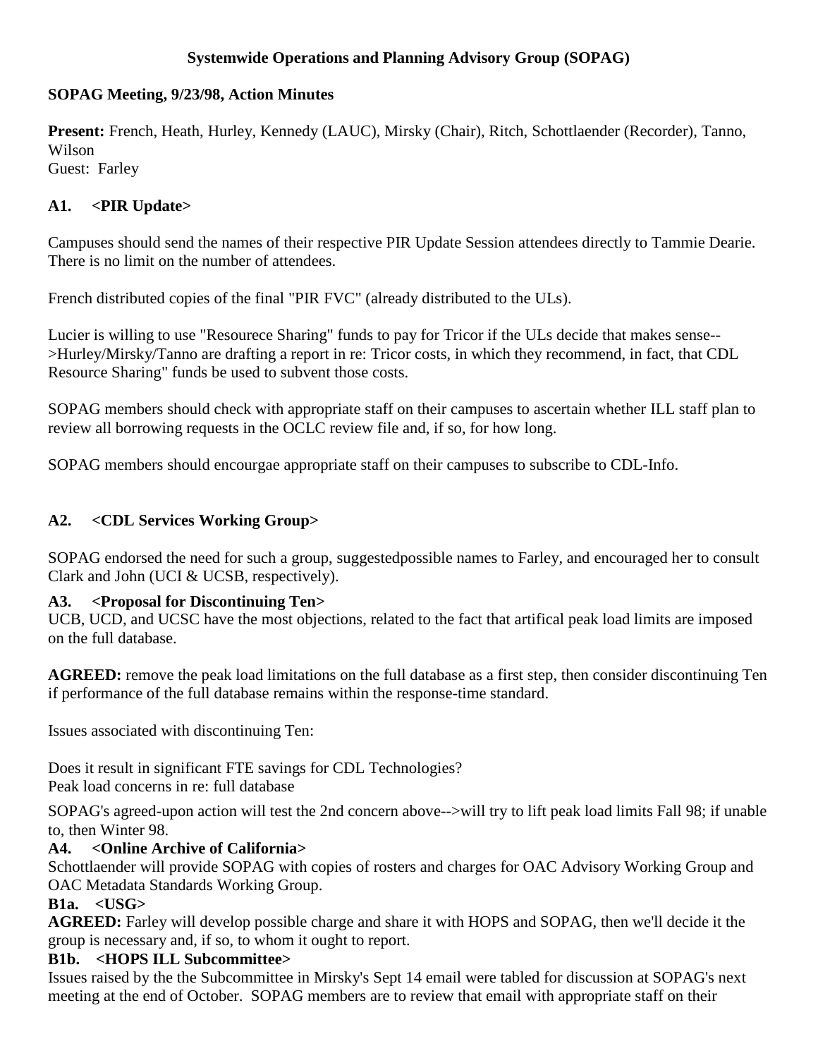**Systemwide Operations and Planning Advisory Group (SOPAG)**

**SOPAG Meeting, 9/23/98, Action Minutes**

**Present:** French, Heath, Hurley, Kennedy (LAUC), Mirsky (Chair), Ritch, Schottlaender (Recorder), Tanno, Wilson
Guest: Farley

**A1. <PIR Update>**

Campuses should send the names of their respective PIR Update Session attendees directly to Tammie Dearie. There is no limit on the number of attendees.

French distributed copies of the final "PIR FVC" (already distributed to the ULs).

Lucier is willing to use "Resourece Sharing" funds to pay for Tricor if the ULs decide that makes sense-->Hurley/Mirsky/Tanno are drafting a report in re: Tricor costs, in which they recommend, in fact, that CDL Resource Sharing" funds be used to subvent those costs.

SOPAG members should check with appropriate staff on their campuses to ascertain whether ILL staff plan to review all borrowing requests in the OCLC review file and, if so, for how long.

SOPAG members should encourgae appropriate staff on their campuses to subscribe to CDL-Info.

**A2. <CDL Services Working Group>**

SOPAG endorsed the need for such a group, suggestedpossible names to Farley, and encouraged her to consult Clark and John (UCI & UCSB, respectively).

**A3. <Proposal for Discontinuing Ten>**

UCB, UCD, and UCSC have the most objections, related to the fact that artifical peak load limits are imposed on the full database.

**AGREED:** remove the peak load limitations on the full database as a first step, then consider discontinuing Ten if performance of the full database remains within the response-time standard.

Issues associated with discontinuing Ten:

Does it result in significant FTE savings for CDL Technologies?
Peak load concerns in re: full database

SOPAG's agreed-upon action will test the 2nd concern above-->will try to lift peak load limits Fall 98; if unable to, then Winter 98.

**A4. <Online Archive of California>**

Schottlaender will provide SOPAG with copies of rosters and charges for OAC Advisory Working Group and OAC Metadata Standards Working Group.

**B1a. <USG>**

**AGREED:** Farley will develop possible charge and share it with HOPS and SOPAG, then we'll decide it the group is necessary and, if so, to whom it ought to report.

**B1b. <HOPS ILL Subcommittee>**

Issues raised by the the Subcommittee in Mirsky's Sept 14 email were tabled for discussion at SOPAG's next meeting at the end of October. SOPAG members are to review that email with appropriate staff on their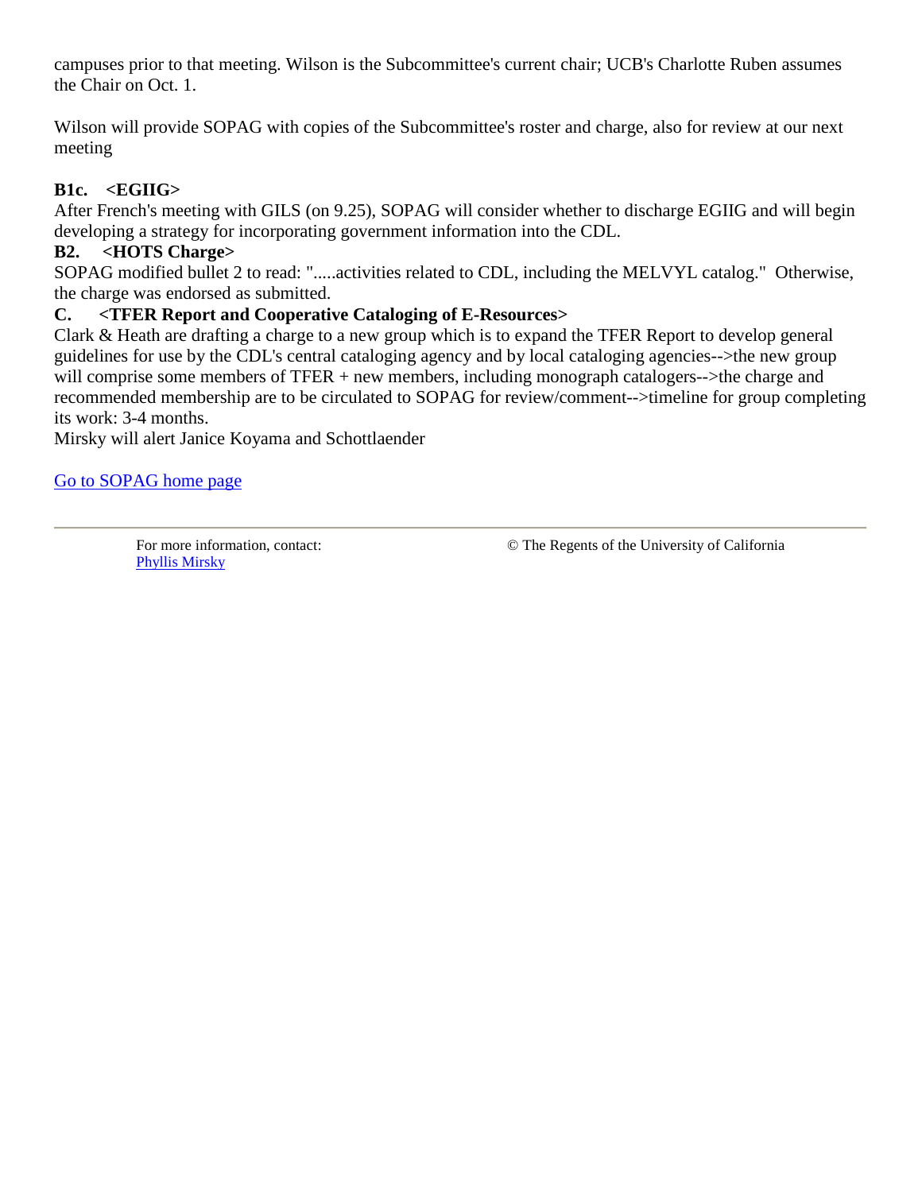campuses prior to that meeting. Wilson is the Subcommittee's current chair; UCB's Charlotte Ruben assumes the Chair on Oct. 1.

Wilson will provide SOPAG with copies of the Subcommittee's roster and charge, also for review at our next meeting

**B1c. <EGIIG>**
After French's meeting with GILS (on 9.25), SOPAG will consider whether to discharge EGIIG and will begin developing a strategy for incorporating government information into the CDL.

**B2. <HOTS Charge>**
SOPAG modified bullet 2 to read: ".....activities related to CDL, including the MELVYL catalog." Otherwise, the charge was endorsed as submitted.

**C. <TFER Report and Cooperative Cataloging of E-Resources>**
Clark & Heath are drafting a charge to a new group which is to expand the TFER Report to develop general guidelines for use by the CDL's central cataloging agency and by local cataloging agencies-->the new group will comprise some members of TFER + new members, including monograph catalogers-->the charge and recommended membership are to be circulated to SOPAG for review/comment-->timeline for group completing its work: 3-4 months.
Mirsky will alert Janice Koyama and Schottlaender

[Go to SOPAG home page]

---

For more information, contact: [Phyllis Mirsky]

© The Regents of the University of California